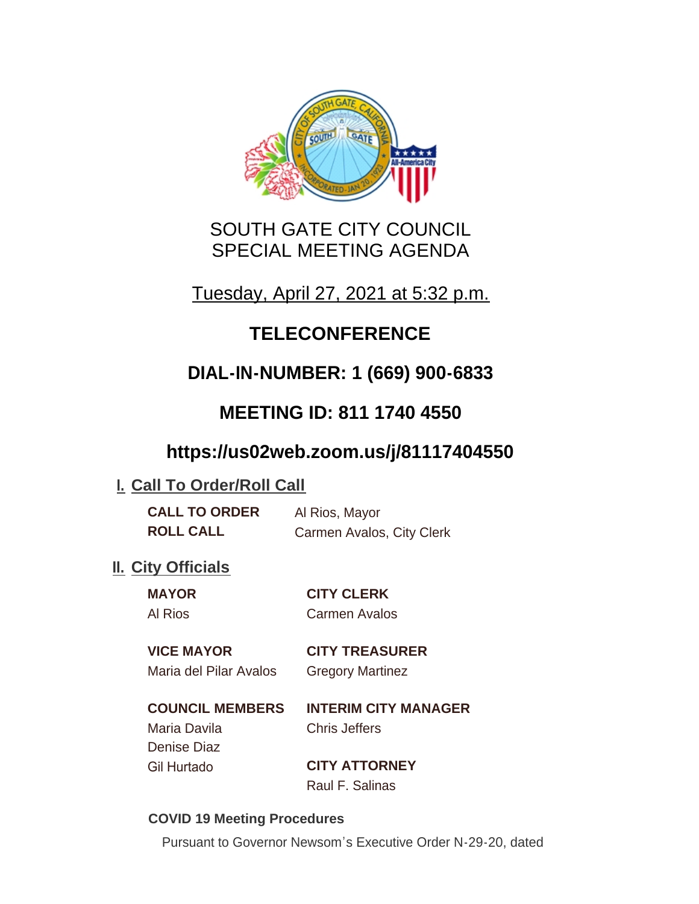# SOUTH GATE CITY COUNCIL
# SPECIAL MEETING AGENDA

Tuesday, April 27, 2021 at 5:32 p.m.

## TELECONFERENCE

## DIAL-IN-NUMBER: 1 (669) 900-6833

## MEETING ID: 811 1740 4550

## https://us02web.zoom.us/j/81117404550

## I. Call To Order/Roll Call

**CALL TO ORDER** Al Rios, Mayor

**ROLL CALL** Carmen Avalos, City Clerk

## II. City Officials

**MAYOR**
Al Rios

**VICE MAYOR**
Maria del Pilar Avalos

**COUNCIL MEMBERS**
Maria Davila
Denise Diaz
Gil Hurtado

**CITY CLERK**
Carmen Avalos

**CITY TREASURER**
Gregory Martinez

**INTERIM CITY MANAGER**
Chris Jeffers

**CITY ATTORNEY**
Raul F. Salinas

**COVID 19 Meeting Procedures**

Pursuant to Governor Newsom's Executive Order N-29-20, dated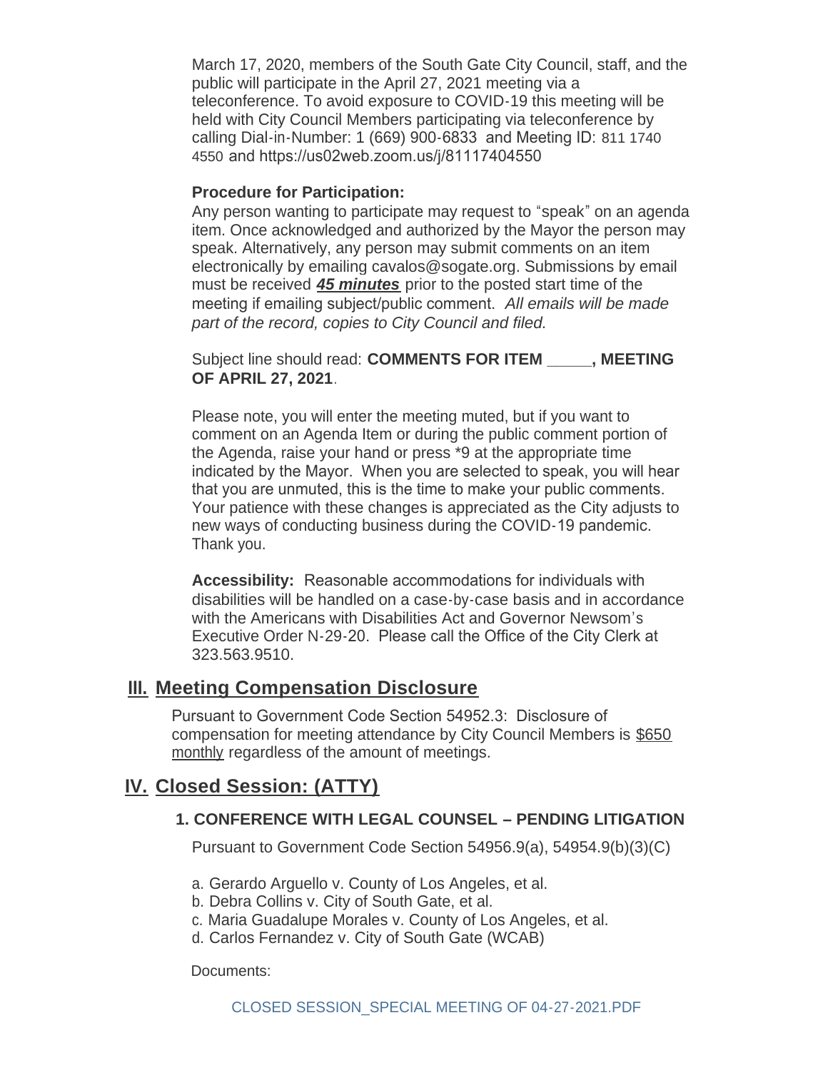March 17, 2020, members of the South Gate City Council, staff, and the public will participate in the April 27, 2021 meeting via a teleconference. To avoid exposure to COVID-19 this meeting will be held with City Council Members participating via teleconference by calling Dial-in-Number: 1 (669) 900-6833 and Meeting ID: 811 1740 4550 and https://us02web.zoom.us/j/81117404550

**Procedure for Participation:**
Any person wanting to participate may request to "speak" on an agenda item. Once acknowledged and authorized by the Mayor the person may speak. Alternatively, any person may submit comments on an item electronically by emailing cavalos@sogate.org. Submissions by email must be received ***45 minutes*** prior to the posted start time of the meeting if emailing subject/public comment. *All emails will be made part of the record, copies to City Council and filed.*

Subject line should read: **COMMENTS FOR ITEM _____, MEETING OF APRIL 27, 2021**.

Please note, you will enter the meeting muted, but if you want to comment on an Agenda Item or during the public comment portion of the Agenda, raise your hand or press *9 at the appropriate time indicated by the Mayor. When you are selected to speak, you will hear that you are unmuted, this is the time to make your public comments. Your patience with these changes is appreciated as the City adjusts to new ways of conducting business during the COVID-19 pandemic. Thank you.

**Accessibility:** Reasonable accommodations for individuals with disabilities will be handled on a case-by-case basis and in accordance with the Americans with Disabilities Act and Governor Newsom's Executive Order N-29-20. Please call the Office of the City Clerk at 323.563.9510.

## III. Meeting Compensation Disclosure

Pursuant to Government Code Section 54952.3: Disclosure of compensation for meeting attendance by City Council Members is $650 monthly regardless of the amount of meetings.

## IV. Closed Session: (ATTY)

### 1. CONFERENCE WITH LEGAL COUNSEL – PENDING LITIGATION

Pursuant to Government Code Section 54956.9(a), 54954.9(b)(3)(C)

a. Gerardo Arguello v. County of Los Angeles, et al.
b. Debra Collins v. City of South Gate, et al.
c. Maria Guadalupe Morales v. County of Los Angeles, et al.
d. Carlos Fernandez v. City of South Gate (WCAB)

Documents:

CLOSED SESSION_SPECIAL MEETING OF 04-27-2021.PDF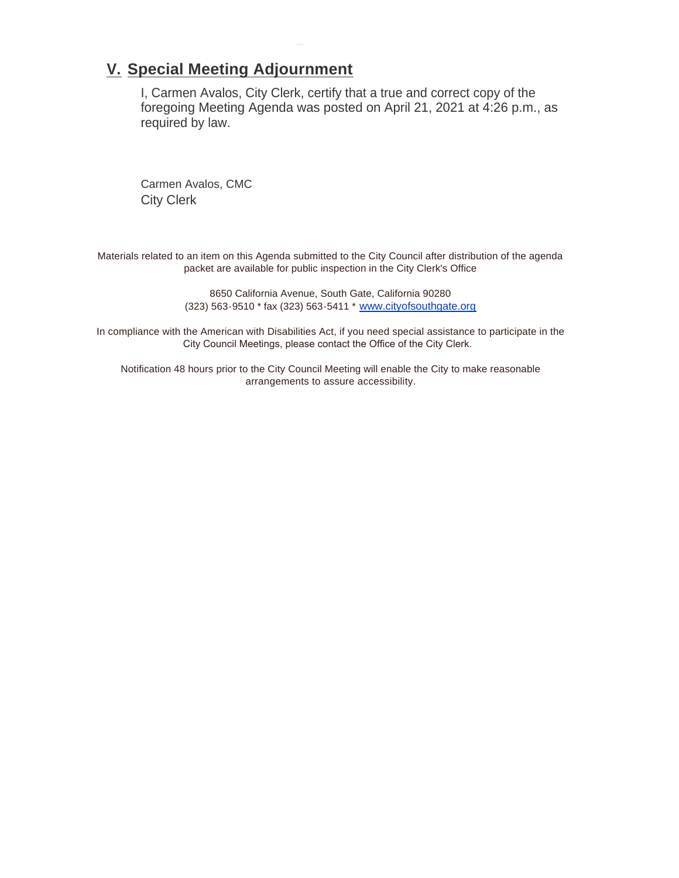## V. Special Meeting Adjournment

I, Carmen Avalos, City Clerk, certify that a true and correct copy of the foregoing Meeting Agenda was posted on April 21, 2021 at 4:26 p.m., as required by law.

Carmen Avalos, CMC
City Clerk

Materials related to an item on this Agenda submitted to the City Council after distribution of the agenda packet are available for public inspection in the City Clerk's Office

8650 California Avenue, South Gate, California 90280
(323) 563-9510 * fax (323) 563-5411 * [www.cityofsouthgate.org](http://www.cityofsouthgate.org)

In compliance with the American with Disabilities Act, if you need special assistance to participate in the City Council Meetings, please contact the Office of the City Clerk.

Notification 48 hours prior to the City Council Meeting will enable the City to make reasonable arrangements to assure accessibility.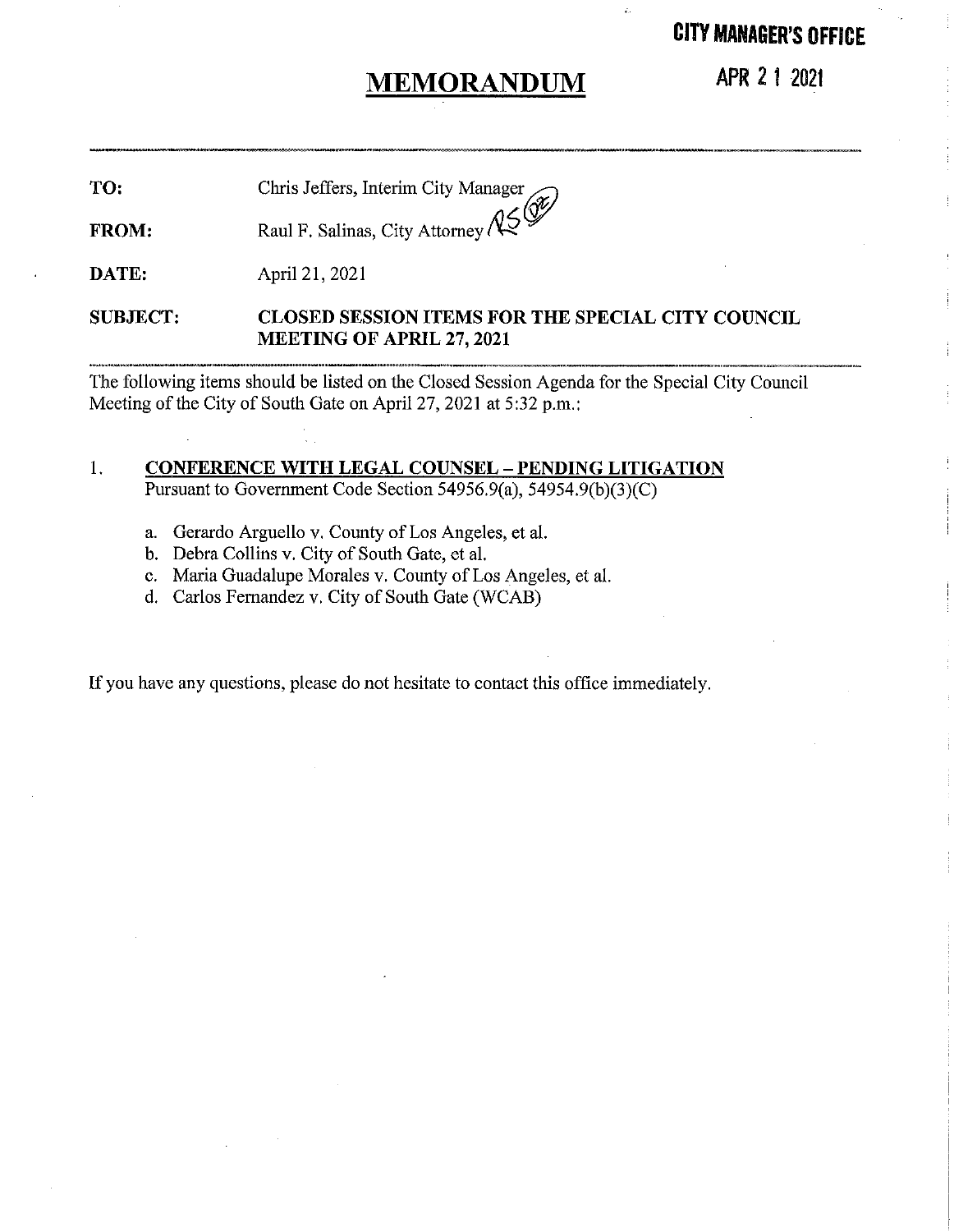**CITY MANAGER'S OFFICE**

**APR 21 2021**

# MEMORANDUM

**TO:** Chris Jeffers, Interim City Manager

**FROM:** Raul F. Salinas, City Attorney RS

**DATE:** April 21, 2021

**SUBJECT:** **CLOSED SESSION ITEMS FOR THE SPECIAL CITY COUNCIL MEETING OF APRIL 27, 2021**

The following items should be listed on the Closed Session Agenda for the Special City Council Meeting of the City of South Gate on April 27, 2021 at 5:32 p.m.:

1. **CONFERENCE WITH LEGAL COUNSEL – PENDING LITIGATION**
   Pursuant to Government Code Section 54956.9(a), 54954.9(b)(3)(C)

   a. Gerardo Arguello v. County of Los Angeles, et al.
   b. Debra Collins v. City of South Gate, et al.
   c. Maria Guadalupe Morales v. County of Los Angeles, et al.
   d. Carlos Fernandez v. City of South Gate (WCAB)

If you have any questions, please do not hesitate to contact this office immediately.